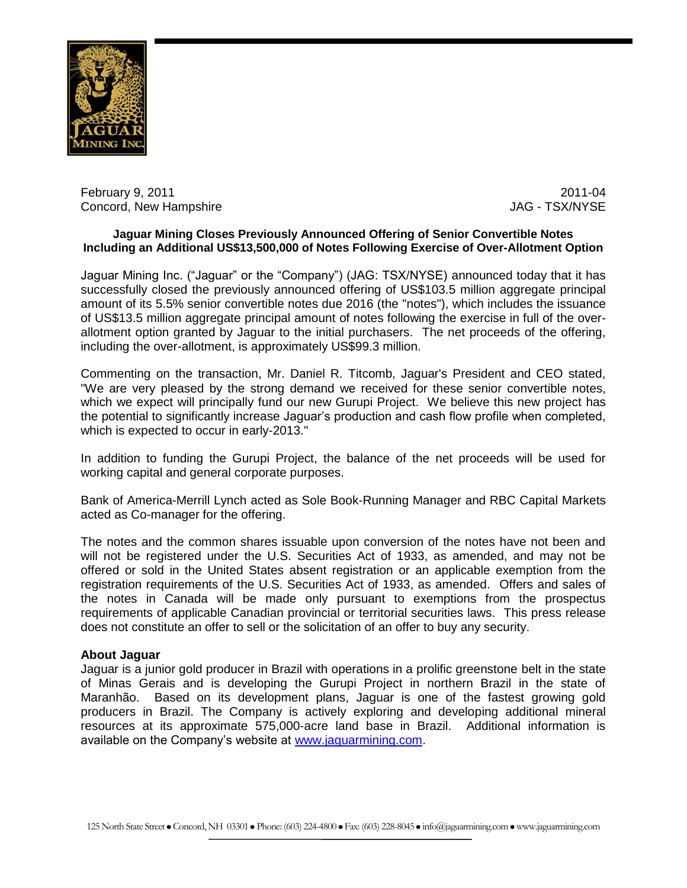February 9, 2011
Concord, New Hampshire

2011-04
JAG - TSX/NYSE

**Jaguar Mining Closes Previously Announced Offering of Senior Convertible Notes Including an Additional US$13,500,000 of Notes Following Exercise of Over-Allotment Option**

Jaguar Mining Inc. ("Jaguar" or the "Company") (JAG: TSX/NYSE) announced today that it has successfully closed the previously announced offering of US$103.5 million aggregate principal amount of its 5.5% senior convertible notes due 2016 (the "notes"), which includes the issuance of US$13.5 million aggregate principal amount of notes following the exercise in full of the over-allotment option granted by Jaguar to the initial purchasers. The net proceeds of the offering, including the over-allotment, is approximately US$99.3 million.

Commenting on the transaction, Mr. Daniel R. Titcomb, Jaguar's President and CEO stated, "We are very pleased by the strong demand we received for these senior convertible notes, which we expect will principally fund our new Gurupi Project. We believe this new project has the potential to significantly increase Jaguar's production and cash flow profile when completed, which is expected to occur in early-2013."

In addition to funding the Gurupi Project, the balance of the net proceeds will be used for working capital and general corporate purposes.

Bank of America-Merrill Lynch acted as Sole Book-Running Manager and RBC Capital Markets acted as Co-manager for the offering.

The notes and the common shares issuable upon conversion of the notes have not been and will not be registered under the U.S. Securities Act of 1933, as amended, and may not be offered or sold in the United States absent registration or an applicable exemption from the registration requirements of the U.S. Securities Act of 1933, as amended. Offers and sales of the notes in Canada will be made only pursuant to exemptions from the prospectus requirements of applicable Canadian provincial or territorial securities laws. This press release does not constitute an offer to sell or the solicitation of an offer to buy any security.

**About Jaguar**

Jaguar is a junior gold producer in Brazil with operations in a prolific greenstone belt in the state of Minas Gerais and is developing the Gurupi Project in northern Brazil in the state of Maranhão. Based on its development plans, Jaguar is one of the fastest growing gold producers in Brazil. The Company is actively exploring and developing additional mineral resources at its approximate 575,000-acre land base in Brazil. Additional information is available on the Company's website at www.jaguarmining.com.

125 North State Street ● Concord, NH 03301 ● Phone: (603) 224-4800 ● Fax: (603) 228-8045 ● info@jaguarmining.com ● www.jaguarmining.com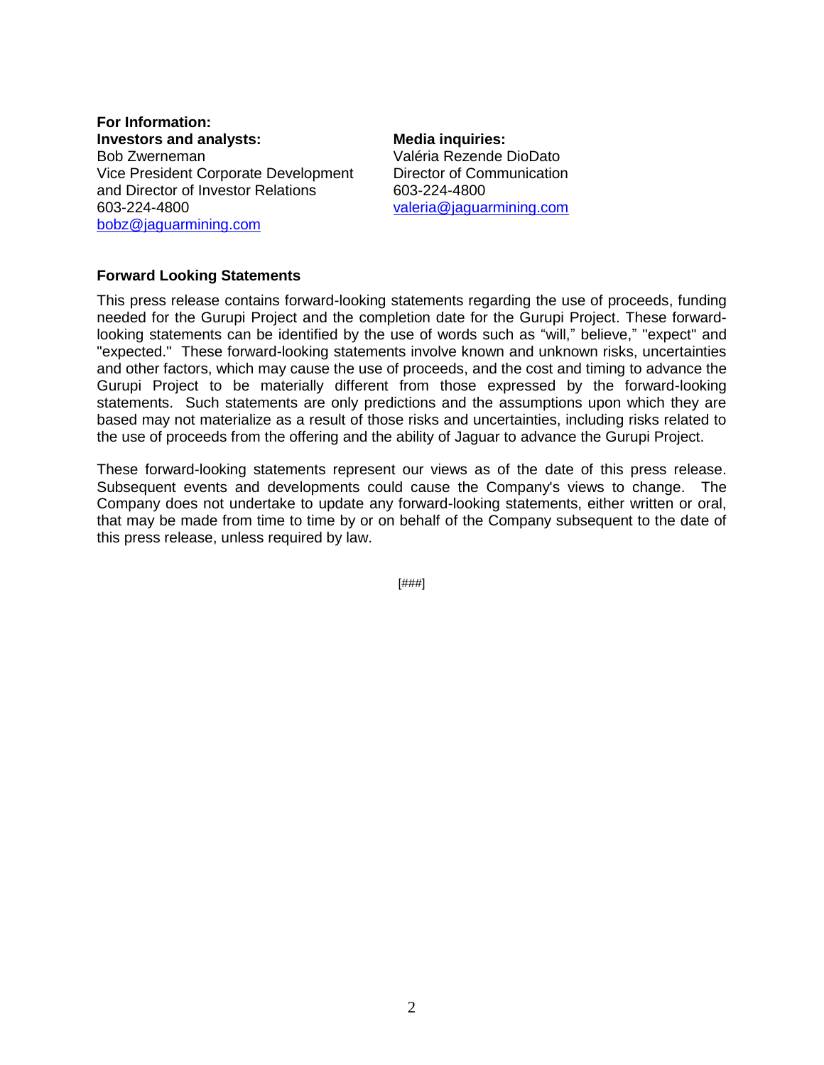**For Information:**

**Investors and analysts:**
Bob Zwerneman
Vice President Corporate Development and Director of Investor Relations
603-224-4800
bobz@jaguarmining.com

**Media inquiries:**
Valéria Rezende DioDato
Director of Communication
603-224-4800
valeria@jaguarmining.com

**Forward Looking Statements**

This press release contains forward-looking statements regarding the use of proceeds, funding needed for the Gurupi Project and the completion date for the Gurupi Project. These forward-looking statements can be identified by the use of words such as "will," believe," "expect" and "expected." These forward-looking statements involve known and unknown risks, uncertainties and other factors, which may cause the use of proceeds, and the cost and timing to advance the Gurupi Project to be materially different from those expressed by the forward-looking statements. Such statements are only predictions and the assumptions upon which they are based may not materialize as a result of those risks and uncertainties, including risks related to the use of proceeds from the offering and the ability of Jaguar to advance the Gurupi Project.

These forward-looking statements represent our views as of the date of this press release. Subsequent events and developments could cause the Company's views to change. The Company does not undertake to update any forward-looking statements, either written or oral, that may be made from time to time by or on behalf of the Company subsequent to the date of this press release, unless required by law.

[###]